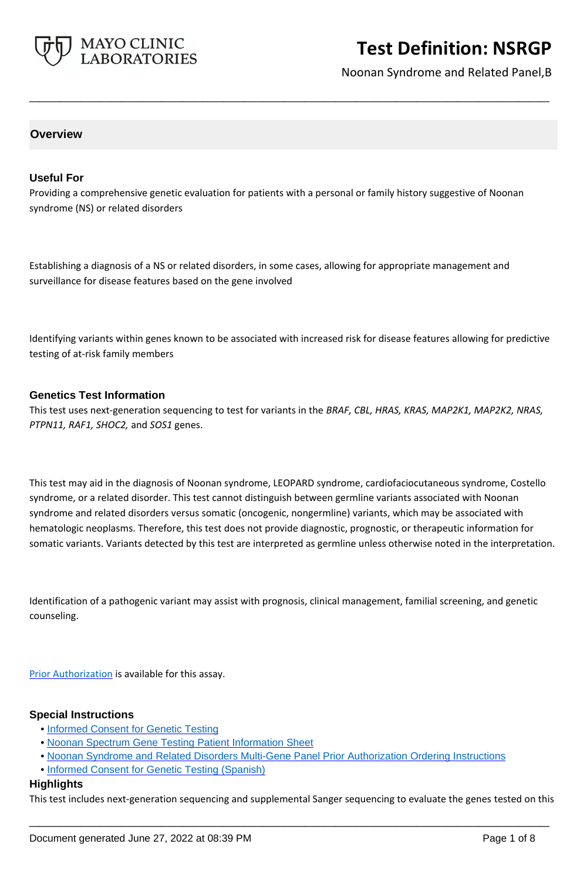# Test Definition: NSRGP

Noonan Syndrome and Related Panel,B

## Overview

### Useful For

Providing a comprehensive genetic evaluation for patients with a personal or family history suggestive of Noonan syndrome (NS) or related disorders

Establishing a diagnosis of a NS or related disorders, in some cases, allowing for appropriate management and surveillance for disease features based on the gene involved

Identifying variants within genes known to be associated with increased risk for disease features allowing for predictive testing of at-risk family members

### Genetics Test Information

This test uses next-generation sequencing to test for variants in the *BRAF, CBL, HRAS, KRAS, MAP2K1, MAP2K2, NRAS, PTPN11, RAF1, SHOC2,* and *SOS1* genes.

This test may aid in the diagnosis of Noonan syndrome, LEOPARD syndrome, cardiofaciocutaneous syndrome, Costello syndrome, or a related disorder. This test cannot distinguish between germline variants associated with Noonan syndrome and related disorders versus somatic (oncogenic, nongermline) variants, which may be associated with hematologic neoplasms. Therefore, this test does not provide diagnostic, prognostic, or therapeutic information for somatic variants. Variants detected by this test are interpreted as germline unless otherwise noted in the interpretation.

Identification of a pathogenic variant may assist with prognosis, clinical management, familial screening, and genetic counseling.

Prior Authorization is available for this assay.

### Special Instructions

- Informed Consent for Genetic Testing
- Noonan Spectrum Gene Testing Patient Information Sheet
- Noonan Syndrome and Related Disorders Multi-Gene Panel Prior Authorization Ordering Instructions
- Informed Consent for Genetic Testing (Spanish)

### Highlights

This test includes next-generation sequencing and supplemental Sanger sequencing to evaluate the genes tested on this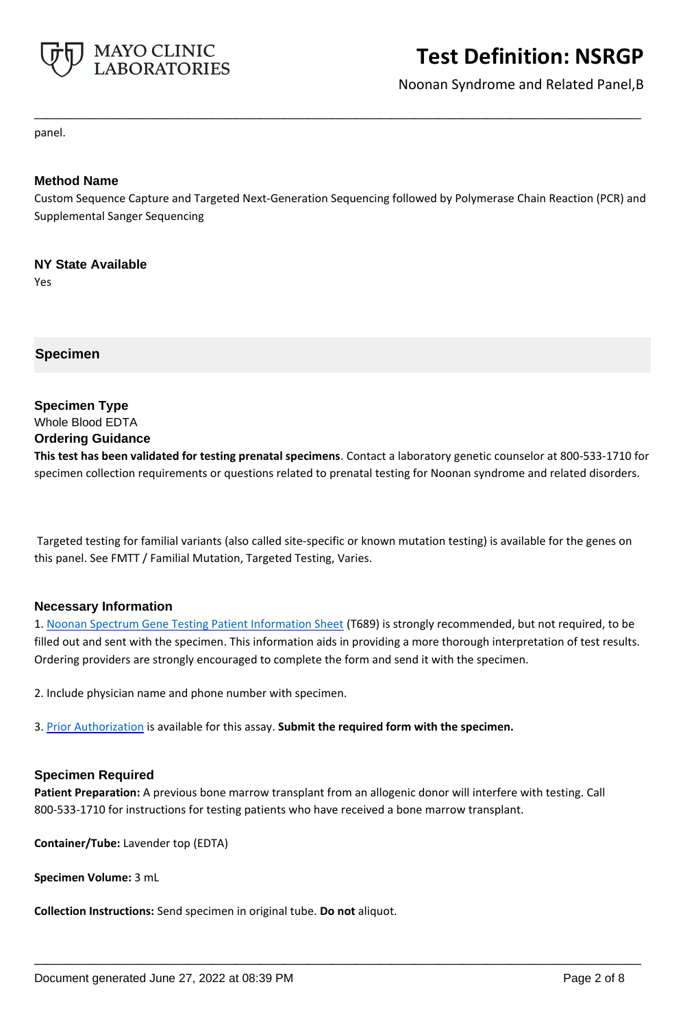panel.

### Method Name

Custom Sequence Capture and Targeted Next-Generation Sequencing followed by Polymerase Chain Reaction (PCR) and Supplemental Sanger Sequencing

### NY State Available

Yes

## Specimen

### Specimen Type

Whole Blood EDTA

### Ordering Guidance

**This test has been validated for testing prenatal specimens**. Contact a laboratory genetic counselor at 800-533-1710 for specimen collection requirements or questions related to prenatal testing for Noonan syndrome and related disorders.

Targeted testing for familial variants (also called site-specific or known mutation testing) is available for the genes on this panel. See FMTT / Familial Mutation, Targeted Testing, Varies.

### Necessary Information

1. Noonan Spectrum Gene Testing Patient Information Sheet (T689) is strongly recommended, but not required, to be filled out and sent with the specimen. This information aids in providing a more thorough interpretation of test results. Ordering providers are strongly encouraged to complete the form and send it with the specimen.

2. Include physician name and phone number with specimen.

3. Prior Authorization is available for this assay. **Submit the required form with the specimen.**

### Specimen Required

**Patient Preparation:** A previous bone marrow transplant from an allogenic donor will interfere with testing. Call 800-533-1710 for instructions for testing patients who have received a bone marrow transplant.

**Container/Tube:** Lavender top (EDTA)

**Specimen Volume:** 3 mL

**Collection Instructions:** Send specimen in original tube. **Do not** aliquot.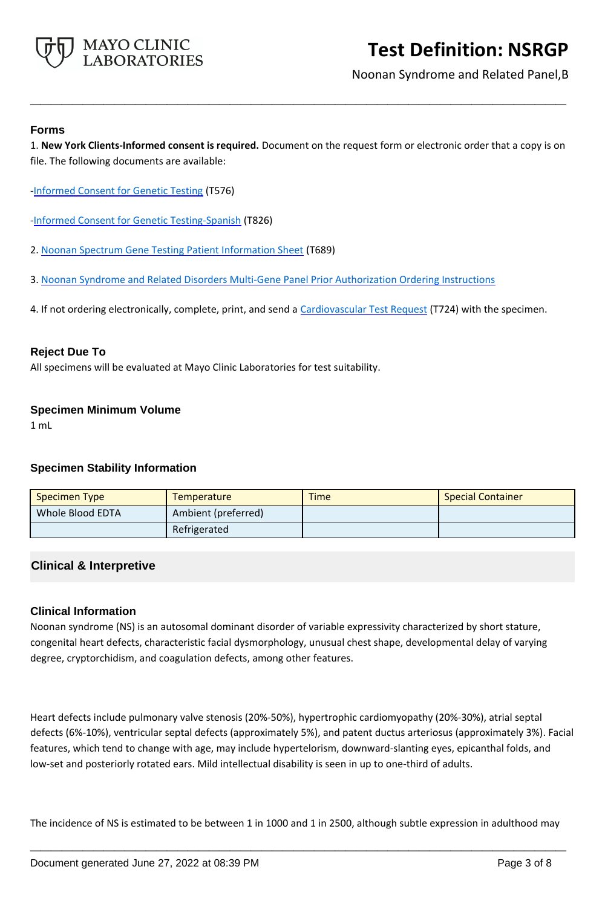### Forms

1. **New York Clients-Informed consent is required.** Document on the request form or electronic order that a copy is on file. The following documents are available:

-Informed Consent for Genetic Testing (T576)

-Informed Consent for Genetic Testing-Spanish (T826)

2. Noonan Spectrum Gene Testing Patient Information Sheet (T689)

3. Noonan Syndrome and Related Disorders Multi-Gene Panel Prior Authorization Ordering Instructions

4. If not ordering electronically, complete, print, and send a Cardiovascular Test Request (T724) with the specimen.

### Reject Due To

All specimens will be evaluated at Mayo Clinic Laboratories for test suitability.

### Specimen Minimum Volume

1 mL

### Specimen Stability Information

| Specimen Type | Temperature | Time | Special Container |
|---|---|---|---|
| Whole Blood EDTA | Ambient (preferred) | | |
| | Refrigerated | | |

## Clinical & Interpretive

### Clinical Information

Noonan syndrome (NS) is an autosomal dominant disorder of variable expressivity characterized by short stature, congenital heart defects, characteristic facial dysmorphology, unusual chest shape, developmental delay of varying degree, cryptorchidism, and coagulation defects, among other features.

Heart defects include pulmonary valve stenosis (20%-50%), hypertrophic cardiomyopathy (20%-30%), atrial septal defects (6%-10%), ventricular septal defects (approximately 5%), and patent ductus arteriosus (approximately 3%). Facial features, which tend to change with age, may include hypertelorism, downward-slanting eyes, epicanthal folds, and low-set and posteriorly rotated ears. Mild intellectual disability is seen in up to one-third of adults.

The incidence of NS is estimated to be between 1 in 1000 and 1 in 2500, although subtle expression in adulthood may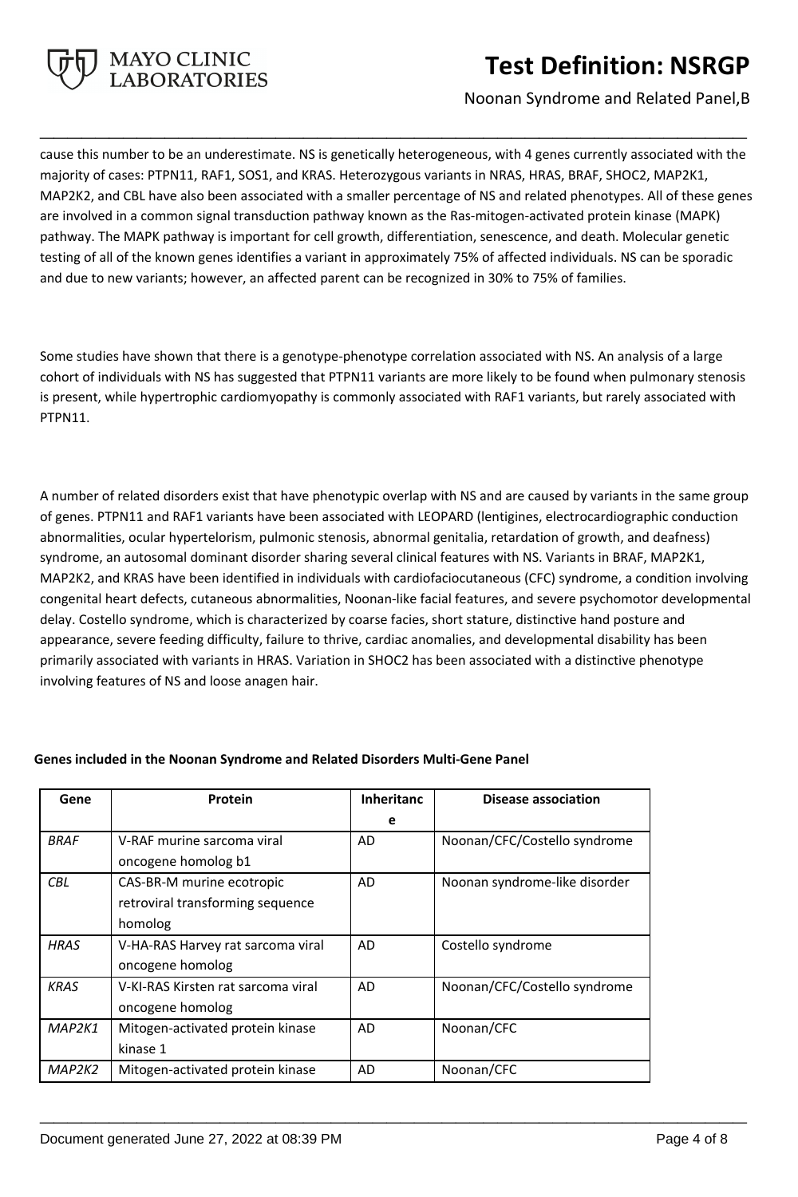cause this number to be an underestimate. NS is genetically heterogeneous, with 4 genes currently associated with the majority of cases: PTPN11, RAF1, SOS1, and KRAS. Heterozygous variants in NRAS, HRAS, BRAF, SHOC2, MAP2K1, MAP2K2, and CBL have also been associated with a smaller percentage of NS and related phenotypes. All of these genes are involved in a common signal transduction pathway known as the Ras-mitogen-activated protein kinase (MAPK) pathway. The MAPK pathway is important for cell growth, differentiation, senescence, and death. Molecular genetic testing of all of the known genes identifies a variant in approximately 75% of affected individuals. NS can be sporadic and due to new variants; however, an affected parent can be recognized in 30% to 75% of families.

Some studies have shown that there is a genotype-phenotype correlation associated with NS. An analysis of a large cohort of individuals with NS has suggested that PTPN11 variants are more likely to be found when pulmonary stenosis is present, while hypertrophic cardiomyopathy is commonly associated with RAF1 variants, but rarely associated with PTPN11.

A number of related disorders exist that have phenotypic overlap with NS and are caused by variants in the same group of genes. PTPN11 and RAF1 variants have been associated with LEOPARD (lentigines, electrocardiographic conduction abnormalities, ocular hypertelorism, pulmonic stenosis, abnormal genitalia, retardation of growth, and deafness) syndrome, an autosomal dominant disorder sharing several clinical features with NS. Variants in BRAF, MAP2K1, MAP2K2, and KRAS have been identified in individuals with cardiofaciocutaneous (CFC) syndrome, a condition involving congenital heart defects, cutaneous abnormalities, Noonan-like facial features, and severe psychomotor developmental delay. Costello syndrome, which is characterized by coarse facies, short stature, distinctive hand posture and appearance, severe feeding difficulty, failure to thrive, cardiac anomalies, and developmental disability has been primarily associated with variants in HRAS. Variation in SHOC2 has been associated with a distinctive phenotype involving features of NS and loose anagen hair.

**Genes included in the Noonan Syndrome and Related Disorders Multi-Gene Panel**

| Gene | Protein | Inheritance | Disease association |
|---|---|---|---|
| *BRAF* | V-RAF murine sarcoma viral oncogene homolog b1 | AD | Noonan/CFC/Costello syndrome |
| *CBL* | CAS-BR-M murine ecotropic retroviral transforming sequence homolog | AD | Noonan syndrome-like disorder |
| *HRAS* | V-HA-RAS Harvey rat sarcoma viral oncogene homolog | AD | Costello syndrome |
| *KRAS* | V-KI-RAS Kirsten rat sarcoma viral oncogene homolog | AD | Noonan/CFC/Costello syndrome |
| *MAP2K1* | Mitogen-activated protein kinase kinase 1 | AD | Noonan/CFC |
| *MAP2K2* | Mitogen-activated protein kinase | AD | Noonan/CFC |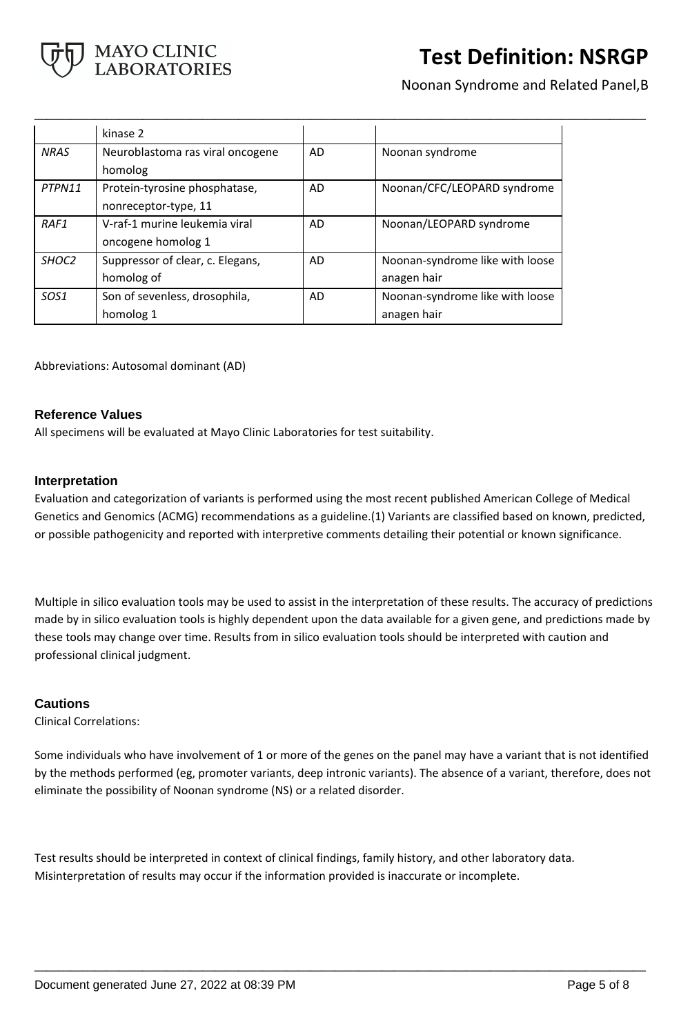| | kinase 2 | | |
|---|---|---|---|
| *NRAS* | Neuroblastoma ras viral oncogene homolog | AD | Noonan syndrome |
| *PTPN11* | Protein-tyrosine phosphatase, nonreceptor-type, 11 | AD | Noonan/CFC/LEOPARD syndrome |
| *RAF1* | V-raf-1 murine leukemia viral oncogene homolog 1 | AD | Noonan/LEOPARD syndrome |
| *SHOC2* | Suppressor of clear, c. Elegans, homolog of | AD | Noonan-syndrome like with loose anagen hair |
| *SOS1* | Son of sevenless, drosophila, homolog 1 | AD | Noonan-syndrome like with loose anagen hair |

Abbreviations: Autosomal dominant (AD)

### Reference Values

All specimens will be evaluated at Mayo Clinic Laboratories for test suitability.

### Interpretation

Evaluation and categorization of variants is performed using the most recent published American College of Medical Genetics and Genomics (ACMG) recommendations as a guideline.(1) Variants are classified based on known, predicted, or possible pathogenicity and reported with interpretive comments detailing their potential or known significance.

Multiple in silico evaluation tools may be used to assist in the interpretation of these results. The accuracy of predictions made by in silico evaluation tools is highly dependent upon the data available for a given gene, and predictions made by these tools may change over time. Results from in silico evaluation tools should be interpreted with caution and professional clinical judgment.

### Cautions

Clinical Correlations:

Some individuals who have involvement of 1 or more of the genes on the panel may have a variant that is not identified by the methods performed (eg, promoter variants, deep intronic variants). The absence of a variant, therefore, does not eliminate the possibility of Noonan syndrome (NS) or a related disorder.

Test results should be interpreted in context of clinical findings, family history, and other laboratory data. Misinterpretation of results may occur if the information provided is inaccurate or incomplete.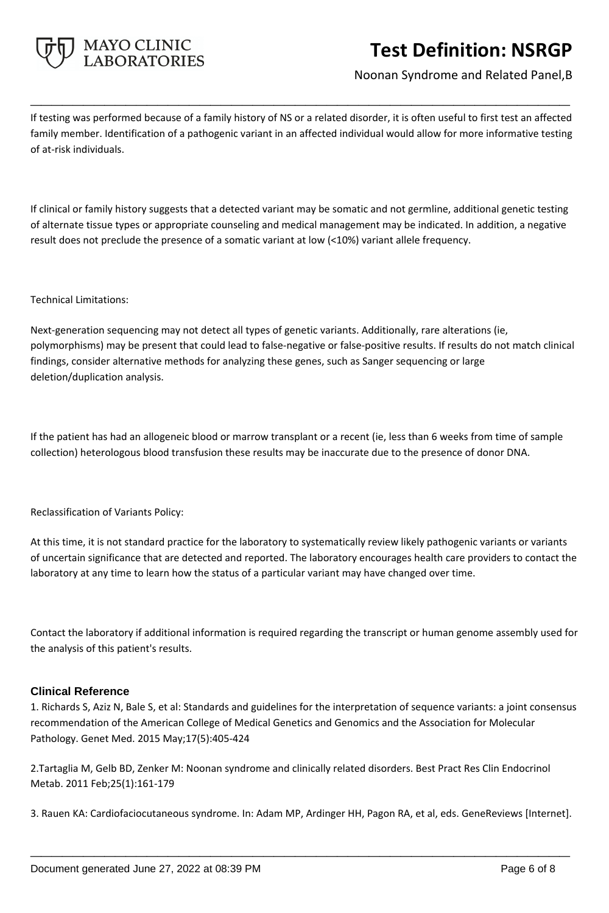If testing was performed because of a family history of NS or a related disorder, it is often useful to first test an affected family member. Identification of a pathogenic variant in an affected individual would allow for more informative testing of at-risk individuals.

If clinical or family history suggests that a detected variant may be somatic and not germline, additional genetic testing of alternate tissue types or appropriate counseling and medical management may be indicated. In addition, a negative result does not preclude the presence of a somatic variant at low (<10%) variant allele frequency.

Technical Limitations:

Next-generation sequencing may not detect all types of genetic variants. Additionally, rare alterations (ie, polymorphisms) may be present that could lead to false-negative or false-positive results. If results do not match clinical findings, consider alternative methods for analyzing these genes, such as Sanger sequencing or large deletion/duplication analysis.

If the patient has had an allogeneic blood or marrow transplant or a recent (ie, less than 6 weeks from time of sample collection) heterologous blood transfusion these results may be inaccurate due to the presence of donor DNA.

Reclassification of Variants Policy:

At this time, it is not standard practice for the laboratory to systematically review likely pathogenic variants or variants of uncertain significance that are detected and reported. The laboratory encourages health care providers to contact the laboratory at any time to learn how the status of a particular variant may have changed over time.

Contact the laboratory if additional information is required regarding the transcript or human genome assembly used for the analysis of this patient's results.

## Clinical Reference

1. Richards S, Aziz N, Bale S, et al: Standards and guidelines for the interpretation of sequence variants: a joint consensus recommendation of the American College of Medical Genetics and Genomics and the Association for Molecular Pathology. Genet Med. 2015 May;17(5):405-424

2. Tartaglia M, Gelb BD, Zenker M: Noonan syndrome and clinically related disorders. Best Pract Res Clin Endocrinol Metab. 2011 Feb;25(1):161-179

3. Rauen KA: Cardiofaciocutaneous syndrome. In: Adam MP, Ardinger HH, Pagon RA, et al, eds. GeneReviews [Internet].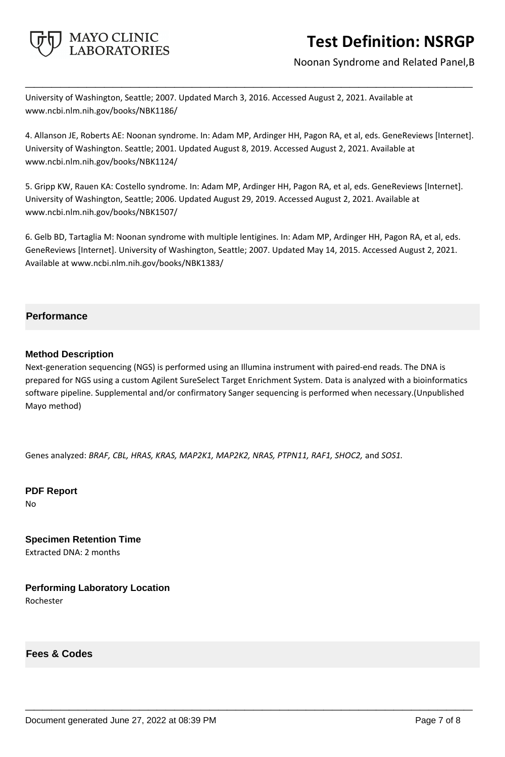University of Washington, Seattle; 2007. Updated March 3, 2016. Accessed August 2, 2021. Available at www.ncbi.nlm.nih.gov/books/NBK1186/

4. Allanson JE, Roberts AE: Noonan syndrome. In: Adam MP, Ardinger HH, Pagon RA, et al, eds. GeneReviews [Internet]. University of Washington. Seattle; 2001. Updated August 8, 2019. Accessed August 2, 2021. Available at www.ncbi.nlm.nih.gov/books/NBK1124/

5. Gripp KW, Rauen KA: Costello syndrome. In: Adam MP, Ardinger HH, Pagon RA, et al, eds. GeneReviews [Internet]. University of Washington, Seattle; 2006. Updated August 29, 2019. Accessed August 2, 2021. Available at www.ncbi.nlm.nih.gov/books/NBK1507/

6. Gelb BD, Tartaglia M: Noonan syndrome with multiple lentigines. In: Adam MP, Ardinger HH, Pagon RA, et al, eds. GeneReviews [Internet]. University of Washington, Seattle; 2007. Updated May 14, 2015. Accessed August 2, 2021. Available at www.ncbi.nlm.nih.gov/books/NBK1383/

## Performance

### Method Description

Next-generation sequencing (NGS) is performed using an Illumina instrument with paired-end reads. The DNA is prepared for NGS using a custom Agilent SureSelect Target Enrichment System. Data is analyzed with a bioinformatics software pipeline. Supplemental and/or confirmatory Sanger sequencing is performed when necessary.(Unpublished Mayo method)

Genes analyzed: *BRAF, CBL, HRAS, KRAS, MAP2K1, MAP2K2, NRAS, PTPN11, RAF1, SHOC2,* and *SOS1.*

### PDF Report

No

### Specimen Retention Time

Extracted DNA: 2 months

### Performing Laboratory Location

Rochester

## Fees & Codes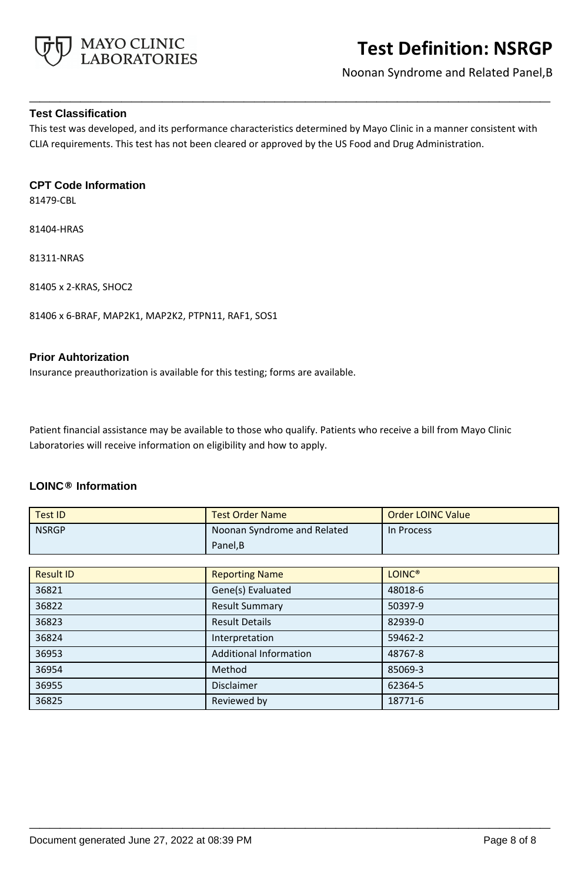### Test Classification

This test was developed, and its performance characteristics determined by Mayo Clinic in a manner consistent with CLIA requirements. This test has not been cleared or approved by the US Food and Drug Administration.

### CPT Code Information

81479-CBL

81404-HRAS

81311-NRAS

81405 x 2-KRAS, SHOC2

81406 x 6-BRAF, MAP2K1, MAP2K2, PTPN11, RAF1, SOS1

### Prior Auhtorization

Insurance preauthorization is available for this testing; forms are available.

Patient financial assistance may be available to those who qualify. Patients who receive a bill from Mayo Clinic Laboratories will receive information on eligibility and how to apply.

### LOINC® Information

| Test ID | Test Order Name | Order LOINC Value |
|---|---|---|
| NSRGP | Noonan Syndrome and Related Panel,B | In Process |

| Result ID | Reporting Name | LOINC® |
|---|---|---|
| 36821 | Gene(s) Evaluated | 48018-6 |
| 36822 | Result Summary | 50397-9 |
| 36823 | Result Details | 82939-0 |
| 36824 | Interpretation | 59462-2 |
| 36953 | Additional Information | 48767-8 |
| 36954 | Method | 85069-3 |
| 36955 | Disclaimer | 62364-5 |
| 36825 | Reviewed by | 18771-6 |